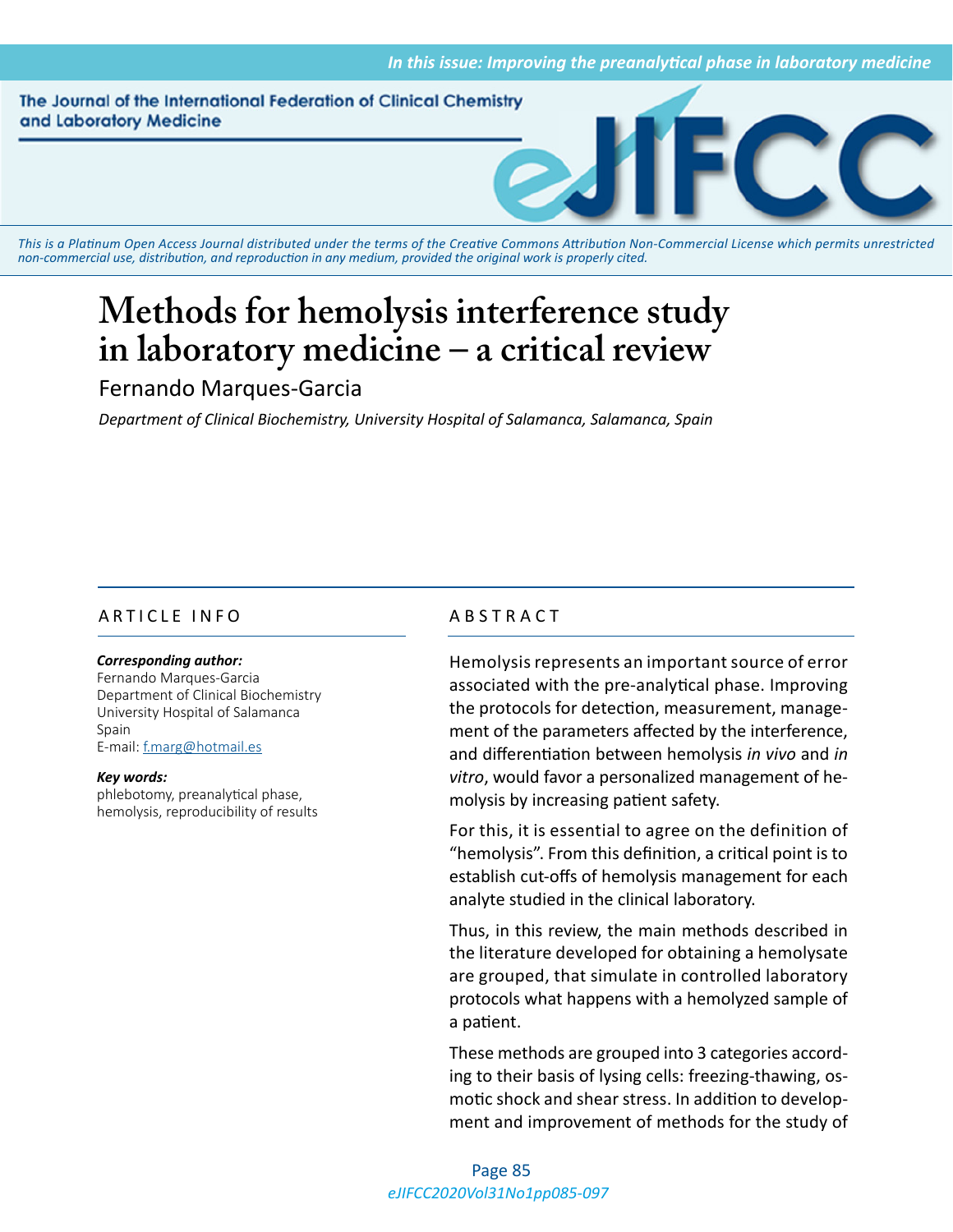# Methods for hemolysis interference study in laboratory medicine – a critical review

Fernando Marques-Garcia

*Department of Clinical Biochemistry, University Hospital of Salamanca, Salamanca, Spain*

## ARTICLE INFO

***Corresponding author:***
Fernando Marques-Garcia
Department of Clinical Biochemistry
University Hospital of Salamanca
Spain
E-mail: f.marg@hotmail.es

***Key words:***
phlebotomy, preanalytical phase, hemolysis, reproducibility of results

## ABSTRACT

Hemolysis represents an important source of error associated with the pre-analytical phase. Improving the protocols for detection, measurement, management of the parameters affected by the interference, and differentiation between hemolysis *in vivo* and *in vitro*, would favor a personalized management of hemolysis by increasing patient safety.

For this, it is essential to agree on the definition of "hemolysis". From this definition, a critical point is to establish cut-offs of hemolysis management for each analyte studied in the clinical laboratory.

Thus, in this review, the main methods described in the literature developed for obtaining a hemolysate are grouped, that simulate in controlled laboratory protocols what happens with a hemolyzed sample of a patient.

These methods are grouped into 3 categories according to their basis of lysing cells: freezing-thawing, osmotic shock and shear stress. In addition to development and improvement of methods for the study of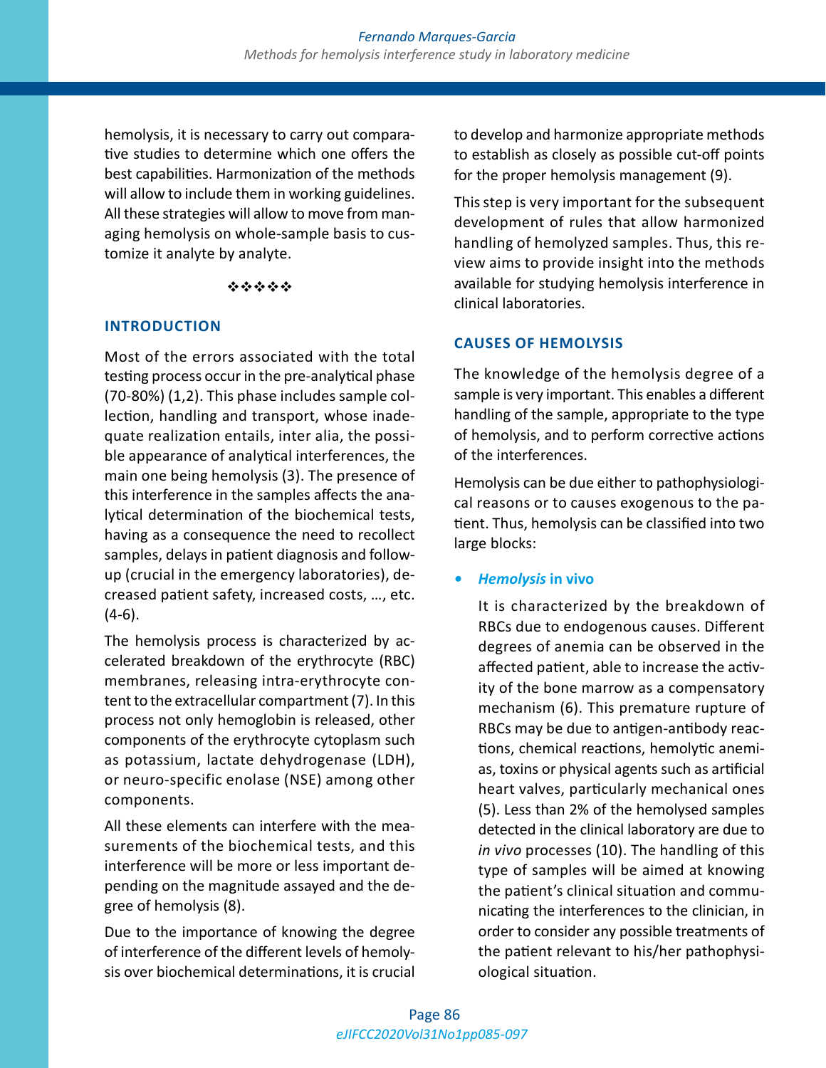hemolysis, it is necessary to carry out comparative studies to determine which one offers the best capabilities. Harmonization of the methods will allow to include them in working guidelines. All these strategies will allow to move from managing hemolysis on whole-sample basis to customize it analyte by analyte.

❖❖❖❖❖

## INTRODUCTION

Most of the errors associated with the total testing process occur in the pre-analytical phase (70-80%) (1,2). This phase includes sample collection, handling and transport, whose inadequate realization entails, inter alia, the possible appearance of analytical interferences, the main one being hemolysis (3). The presence of this interference in the samples affects the analytical determination of the biochemical tests, having as a consequence the need to recollect samples, delays in patient diagnosis and follow-up (crucial in the emergency laboratories), decreased patient safety, increased costs, …, etc. (4-6).

The hemolysis process is characterized by accelerated breakdown of the erythrocyte (RBC) membranes, releasing intra-erythrocyte content to the extracellular compartment (7). In this process not only hemoglobin is released, other components of the erythrocyte cytoplasm such as potassium, lactate dehydrogenase (LDH), or neuro-specific enolase (NSE) among other components.

All these elements can interfere with the measurements of the biochemical tests, and this interference will be more or less important depending on the magnitude assayed and the degree of hemolysis (8).

Due to the importance of knowing the degree of interference of the different levels of hemolysis over biochemical determinations, it is crucial to develop and harmonize appropriate methods to establish as closely as possible cut-off points for the proper hemolysis management (9).

This step is very important for the subsequent development of rules that allow harmonized handling of hemolyzed samples. Thus, this review aims to provide insight into the methods available for studying hemolysis interference in clinical laboratories.

## CAUSES OF HEMOLYSIS

The knowledge of the hemolysis degree of a sample is very important. This enables a different handling of the sample, appropriate to the type of hemolysis, and to perform corrective actions of the interferences.

Hemolysis can be due either to pathophysiological reasons or to causes exogenous to the patient. Thus, hemolysis can be classified into two large blocks:

- ***Hemolysis* in vivo**

  It is characterized by the breakdown of RBCs due to endogenous causes. Different degrees of anemia can be observed in the affected patient, able to increase the activity of the bone marrow as a compensatory mechanism (6). This premature rupture of RBCs may be due to antigen-antibody reactions, chemical reactions, hemolytic anemias, toxins or physical agents such as artificial heart valves, particularly mechanical ones (5). Less than 2% of the hemolysed samples detected in the clinical laboratory are due to *in vivo* processes (10). The handling of this type of samples will be aimed at knowing the patient's clinical situation and communicating the interferences to the clinician, in order to consider any possible treatments of the patient relevant to his/her pathophysiological situation.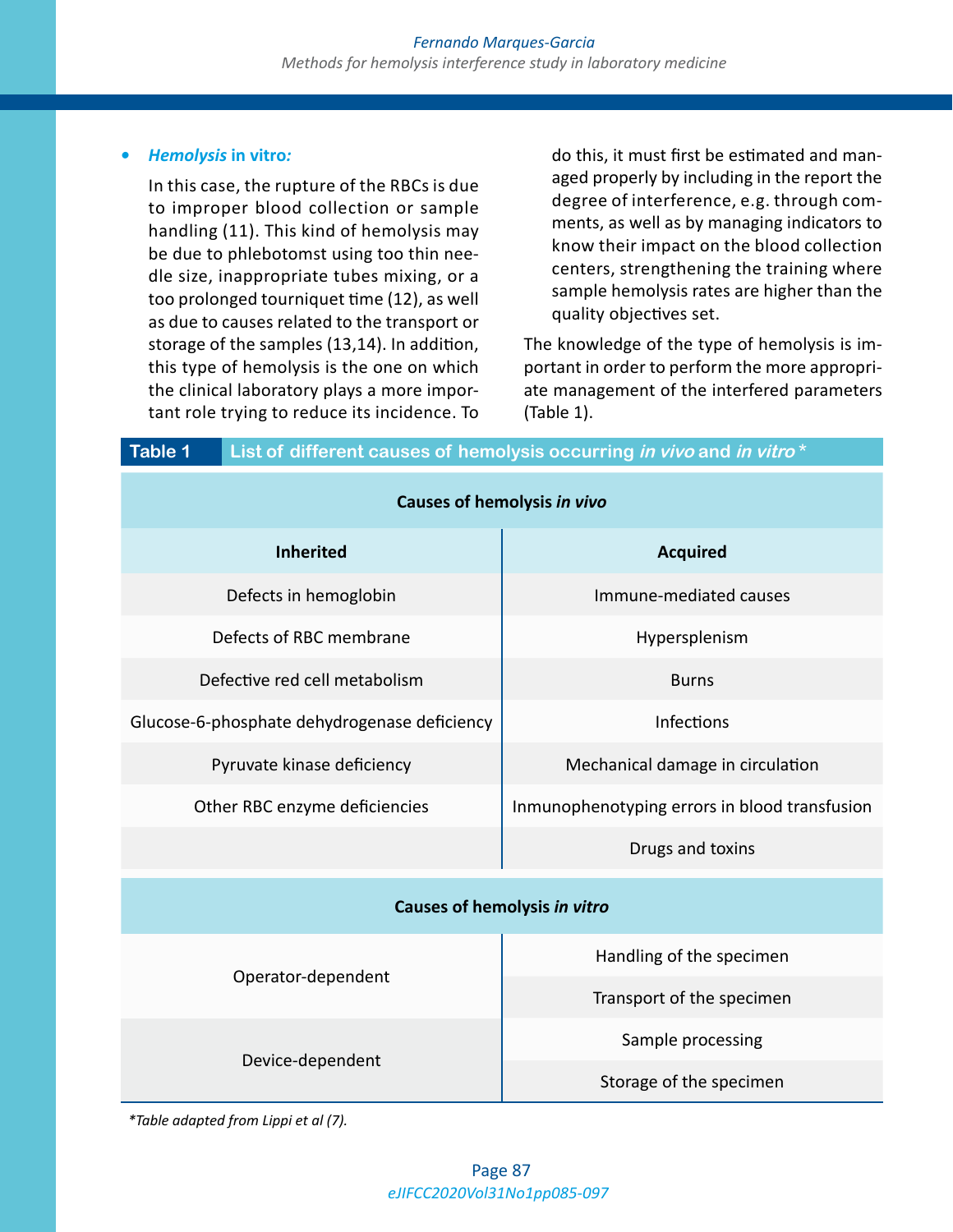- ***Hemolysis* in vitro:**

  In this case, the rupture of the RBCs is due to improper blood collection or sample handling (11). This kind of hemolysis may be due to phlebotomst using too thin needle size, inappropriate tubes mixing, or a too prolonged tourniquet time (12), as well as due to causes related to the transport or storage of the samples (13,14). In addition, this type of hemolysis is the one on which the clinical laboratory plays a more important role trying to reduce its incidence. To do this, it must first be estimated and managed properly by including in the report the degree of interference, e.g. through comments, as well as by managing indicators to know their impact on the blood collection centers, strengthening the training where sample hemolysis rates are higher than the quality objectives set.

The knowledge of the type of hemolysis is important in order to perform the more appropriate management of the interfered parameters (Table 1).

**Table 1** List of different causes of hemolysis occurring *in vivo* and *in vitro**

| **Causes of hemolysis *in vivo*** | |
|---|---|
| **Inherited** | **Acquired** |
| Defects in hemoglobin | Immune-mediated causes |
| Defects of RBC membrane | Hypersplenism |
| Defective red cell metabolism | Burns |
| Glucose-6-phosphate dehydrogenase deficiency | Infections |
| Pyruvate kinase deficiency | Mechanical damage in circulation |
| Other RBC enzyme deficiencies | Inmunophenotyping errors in blood transfusion |
| | Drugs and toxins |
| **Causes of hemolysis *in vitro*** | |
| Operator-dependent | Handling of the specimen |
| | Transport of the specimen |
| Device-dependent | Sample processing |
| | Storage of the specimen |

**Table adapted from Lippi et al (7).*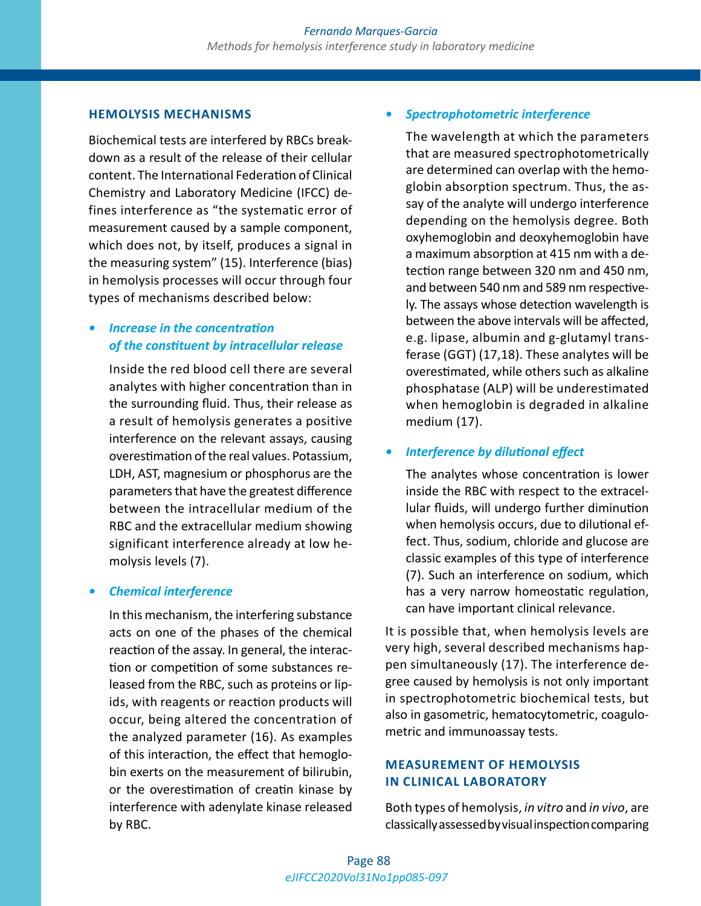## HEMOLYSIS MECHANISMS

Biochemical tests are interfered by RBCs breakdown as a result of the release of their cellular content. The International Federation of Clinical Chemistry and Laboratory Medicine (IFCC) defines interference as "the systematic error of measurement caused by a sample component, which does not, by itself, produces a signal in the measuring system" (15). Interference (bias) in hemolysis processes will occur through four types of mechanisms described below:

- ***Increase in the concentration of the constituent by intracellular release***

  Inside the red blood cell there are several analytes with higher concentration than in the surrounding fluid. Thus, their release as a result of hemolysis generates a positive interference on the relevant assays, causing overestimation of the real values. Potassium, LDH, AST, magnesium or phosphorus are the parameters that have the greatest difference between the intracellular medium of the RBC and the extracellular medium showing significant interference already at low hemolysis levels (7).

- ***Chemical interference***

  In this mechanism, the interfering substance acts on one of the phases of the chemical reaction of the assay. In general, the interaction or competition of some substances released from the RBC, such as proteins or lipids, with reagents or reaction products will occur, being altered the concentration of the analyzed parameter (16). As examples of this interaction, the effect that hemoglobin exerts on the measurement of bilirubin, or the overestimation of creatin kinase by interference with adenylate kinase released by RBC.

- ***Spectrophotometric interference***

  The wavelength at which the parameters that are measured spectrophotometrically are determined can overlap with the hemoglobin absorption spectrum. Thus, the assay of the analyte will undergo interference depending on the hemolysis degree. Both oxyhemoglobin and deoxyhemoglobin have a maximum absorption at 415 nm with a detection range between 320 nm and 450 nm, and between 540 nm and 589 nm respectively. The assays whose detection wavelength is between the above intervals will be affected, e.g. lipase, albumin and g-glutamyl transferase (GGT) (17,18). These analytes will be overestimated, while others such as alkaline phosphatase (ALP) will be underestimated when hemoglobin is degraded in alkaline medium (17).

- ***Interference by dilutional effect***

  The analytes whose concentration is lower inside the RBC with respect to the extracellular fluids, will undergo further diminution when hemolysis occurs, due to dilutional effect. Thus, sodium, chloride and glucose are classic examples of this type of interference (7). Such an interference on sodium, which has a very narrow homeostatic regulation, can have important clinical relevance.

It is possible that, when hemolysis levels are very high, several described mechanisms happen simultaneously (17). The interference degree caused by hemolysis is not only important in spectrophotometric biochemical tests, but also in gasometric, hematocytometric, coagulometric and immunoassay tests.

## MEASUREMENT OF HEMOLYSIS IN CLINICAL LABORATORY

Both types of hemolysis, *in vitro* and *in vivo*, are classically assessed by visual inspection comparing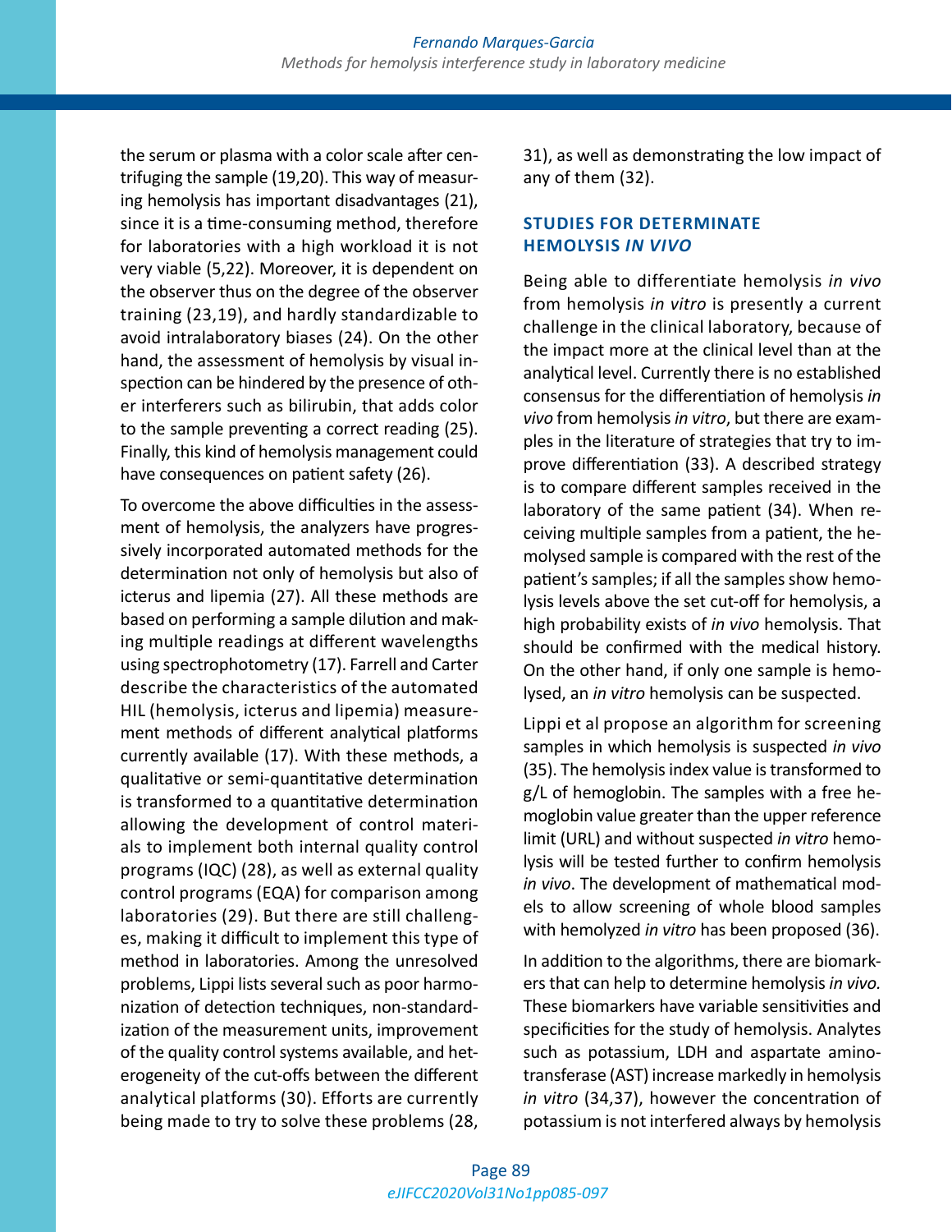the serum or plasma with a color scale after centrifuging the sample (19,20). This way of measuring hemolysis has important disadvantages (21), since it is a time-consuming method, therefore for laboratories with a high workload it is not very viable (5,22). Moreover, it is dependent on the observer thus on the degree of the observer training (23,19), and hardly standardizable to avoid intralaboratory biases (24). On the other hand, the assessment of hemolysis by visual inspection can be hindered by the presence of other interferers such as bilirubin, that adds color to the sample preventing a correct reading (25). Finally, this kind of hemolysis management could have consequences on patient safety (26).

To overcome the above difficulties in the assessment of hemolysis, the analyzers have progressively incorporated automated methods for the determination not only of hemolysis but also of icterus and lipemia (27). All these methods are based on performing a sample dilution and making multiple readings at different wavelengths using spectrophotometry (17). Farrell and Carter describe the characteristics of the automated HIL (hemolysis, icterus and lipemia) measurement methods of different analytical platforms currently available (17). With these methods, a qualitative or semi-quantitative determination is transformed to a quantitative determination allowing the development of control materials to implement both internal quality control programs (IQC) (28), as well as external quality control programs (EQA) for comparison among laboratories (29). But there are still challenges, making it difficult to implement this type of method in laboratories. Among the unresolved problems, Lippi lists several such as poor harmonization of detection techniques, non-standardization of the measurement units, improvement of the quality control systems available, and heterogeneity of the cut-offs between the different analytical platforms (30). Efforts are currently being made to try to solve these problems (28, 31), as well as demonstrating the low impact of any of them (32).

## STUDIES FOR DETERMINATE HEMOLYSIS *IN VIVO*

Being able to differentiate hemolysis *in vivo* from hemolysis *in vitro* is presently a current challenge in the clinical laboratory, because of the impact more at the clinical level than at the analytical level. Currently there is no established consensus for the differentiation of hemolysis *in vivo* from hemolysis *in vitro*, but there are examples in the literature of strategies that try to improve differentiation (33). A described strategy is to compare different samples received in the laboratory of the same patient (34). When receiving multiple samples from a patient, the hemolysed sample is compared with the rest of the patient's samples; if all the samples show hemolysis levels above the set cut-off for hemolysis, a high probability exists of *in vivo* hemolysis. That should be confirmed with the medical history. On the other hand, if only one sample is hemolysed, an *in vitro* hemolysis can be suspected.

Lippi et al propose an algorithm for screening samples in which hemolysis is suspected *in vivo* (35). The hemolysis index value is transformed to g/L of hemoglobin. The samples with a free hemoglobin value greater than the upper reference limit (URL) and without suspected *in vitro* hemolysis will be tested further to confirm hemolysis *in vivo*. The development of mathematical models to allow screening of whole blood samples with hemolyzed *in vitro* has been proposed (36).

In addition to the algorithms, there are biomarkers that can help to determine hemolysis *in vivo*. These biomarkers have variable sensitivities and specificities for the study of hemolysis. Analytes such as potassium, LDH and aspartate aminotransferase (AST) increase markedly in hemolysis *in vitro* (34,37), however the concentration of potassium is not interfered always by hemolysis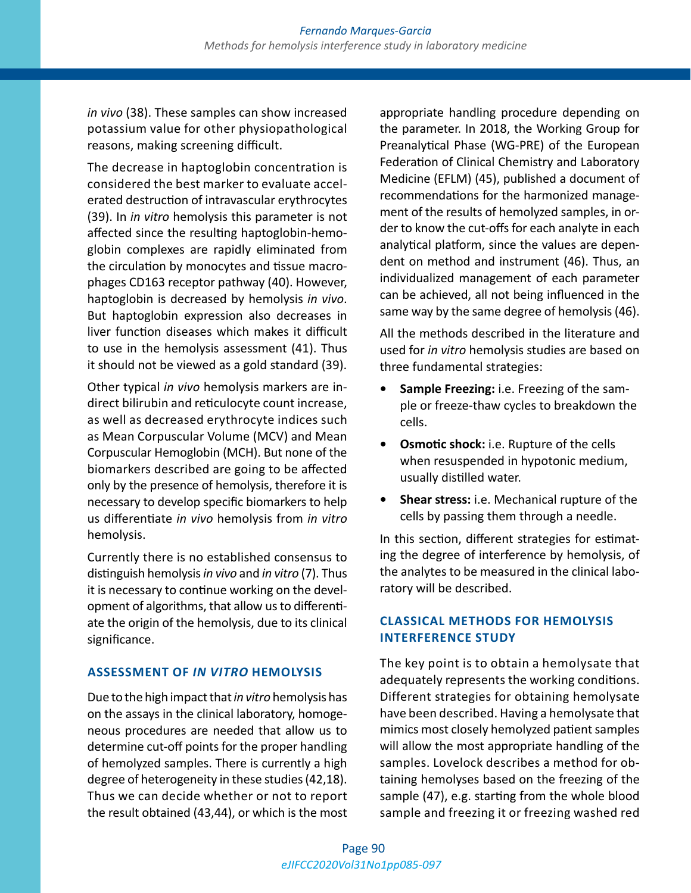*in vivo* (38). These samples can show increased potassium value for other physiopathological reasons, making screening difficult.

The decrease in haptoglobin concentration is considered the best marker to evaluate accelerated destruction of intravascular erythrocytes (39). In *in vitro* hemolysis this parameter is not affected since the resulting haptoglobin-hemoglobin complexes are rapidly eliminated from the circulation by monocytes and tissue macrophages CD163 receptor pathway (40). However, haptoglobin is decreased by hemolysis *in vivo*. But haptoglobin expression also decreases in liver function diseases which makes it difficult to use in the hemolysis assessment (41). Thus it should not be viewed as a gold standard (39).

Other typical *in vivo* hemolysis markers are indirect bilirubin and reticulocyte count increase, as well as decreased erythrocyte indices such as Mean Corpuscular Volume (MCV) and Mean Corpuscular Hemoglobin (MCH). But none of the biomarkers described are going to be affected only by the presence of hemolysis, therefore it is necessary to develop specific biomarkers to help us differentiate *in vivo* hemolysis from *in vitro* hemolysis.

Currently there is no established consensus to distinguish hemolysis *in vivo* and *in vitro* (7). Thus it is necessary to continue working on the development of algorithms, that allow us to differentiate the origin of the hemolysis, due to its clinical significance.

## ASSESSMENT OF *IN VITRO* HEMOLYSIS

Due to the high impact that *in vitro* hemolysis has on the assays in the clinical laboratory, homogeneous procedures are needed that allow us to determine cut-off points for the proper handling of hemolyzed samples. There is currently a high degree of heterogeneity in these studies (42,18). Thus we can decide whether or not to report the result obtained (43,44), or which is the most appropriate handling procedure depending on the parameter. In 2018, the Working Group for Preanalytical Phase (WG-PRE) of the European Federation of Clinical Chemistry and Laboratory Medicine (EFLM) (45), published a document of recommendations for the harmonized management of the results of hemolyzed samples, in order to know the cut-offs for each analyte in each analytical platform, since the values are dependent on method and instrument (46). Thus, an individualized management of each parameter can be achieved, all not being influenced in the same way by the same degree of hemolysis (46).

All the methods described in the literature and used for *in vitro* hemolysis studies are based on three fundamental strategies:

- **Sample Freezing:** i.e. Freezing of the sample or freeze-thaw cycles to breakdown the cells.
- **Osmotic shock:** i.e. Rupture of the cells when resuspended in hypotonic medium, usually distilled water.
- **Shear stress:** i.e. Mechanical rupture of the cells by passing them through a needle.

In this section, different strategies for estimating the degree of interference by hemolysis, of the analytes to be measured in the clinical laboratory will be described.

## CLASSICAL METHODS FOR HEMOLYSIS INTERFERENCE STUDY

The key point is to obtain a hemolysate that adequately represents the working conditions. Different strategies for obtaining hemolysate have been described. Having a hemolysate that mimics most closely hemolyzed patient samples will allow the most appropriate handling of the samples. Lovelock describes a method for obtaining hemolyses based on the freezing of the sample (47), e.g. starting from the whole blood sample and freezing it or freezing washed red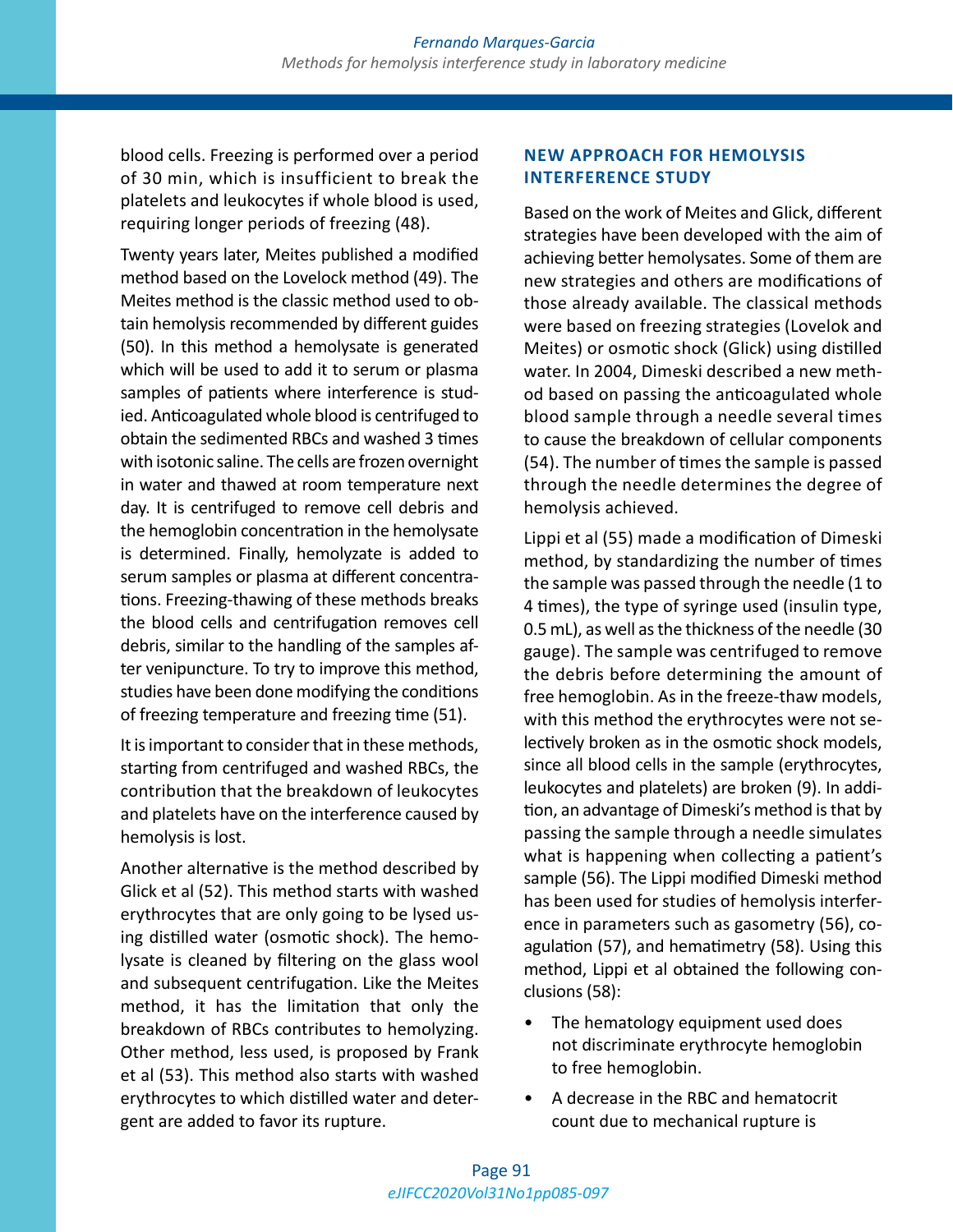blood cells. Freezing is performed over a period of 30 min, which is insufficient to break the platelets and leukocytes if whole blood is used, requiring longer periods of freezing (48).

Twenty years later, Meites published a modified method based on the Lovelock method (49). The Meites method is the classic method used to obtain hemolysis recommended by different guides (50). In this method a hemolysate is generated which will be used to add it to serum or plasma samples of patients where interference is studied. Anticoagulated whole blood is centrifuged to obtain the sedimented RBCs and washed 3 times with isotonic saline. The cells are frozen overnight in water and thawed at room temperature next day. It is centrifuged to remove cell debris and the hemoglobin concentration in the hemolysate is determined. Finally, hemolyzate is added to serum samples or plasma at different concentrations. Freezing-thawing of these methods breaks the blood cells and centrifugation removes cell debris, similar to the handling of the samples after venipuncture. To try to improve this method, studies have been done modifying the conditions of freezing temperature and freezing time (51).

It is important to consider that in these methods, starting from centrifuged and washed RBCs, the contribution that the breakdown of leukocytes and platelets have on the interference caused by hemolysis is lost.

Another alternative is the method described by Glick et al (52). This method starts with washed erythrocytes that are only going to be lysed using distilled water (osmotic shock). The hemolysate is cleaned by filtering on the glass wool and subsequent centrifugation. Like the Meites method, it has the limitation that only the breakdown of RBCs contributes to hemolyzing. Other method, less used, is proposed by Frank et al (53). This method also starts with washed erythrocytes to which distilled water and detergent are added to favor its rupture.

## NEW APPROACH FOR HEMOLYSIS INTERFERENCE STUDY

Based on the work of Meites and Glick, different strategies have been developed with the aim of achieving better hemolysates. Some of them are new strategies and others are modifications of those already available. The classical methods were based on freezing strategies (Lovelok and Meites) or osmotic shock (Glick) using distilled water. In 2004, Dimeski described a new method based on passing the anticoagulated whole blood sample through a needle several times to cause the breakdown of cellular components (54). The number of times the sample is passed through the needle determines the degree of hemolysis achieved.

Lippi et al (55) made a modification of Dimeski method, by standardizing the number of times the sample was passed through the needle (1 to 4 times), the type of syringe used (insulin type, 0.5 mL), as well as the thickness of the needle (30 gauge). The sample was centrifuged to remove the debris before determining the amount of free hemoglobin. As in the freeze-thaw models, with this method the erythrocytes were not selectively broken as in the osmotic shock models, since all blood cells in the sample (erythrocytes, leukocytes and platelets) are broken (9). In addition, an advantage of Dimeski's method is that by passing the sample through a needle simulates what is happening when collecting a patient's sample (56). The Lippi modified Dimeski method has been used for studies of hemolysis interference in parameters such as gasometry (56), coagulation (57), and hematimetry (58). Using this method, Lippi et al obtained the following conclusions (58):

- The hematology equipment used does not discriminate erythrocyte hemoglobin to free hemoglobin.
- A decrease in the RBC and hematocrit count due to mechanical rupture is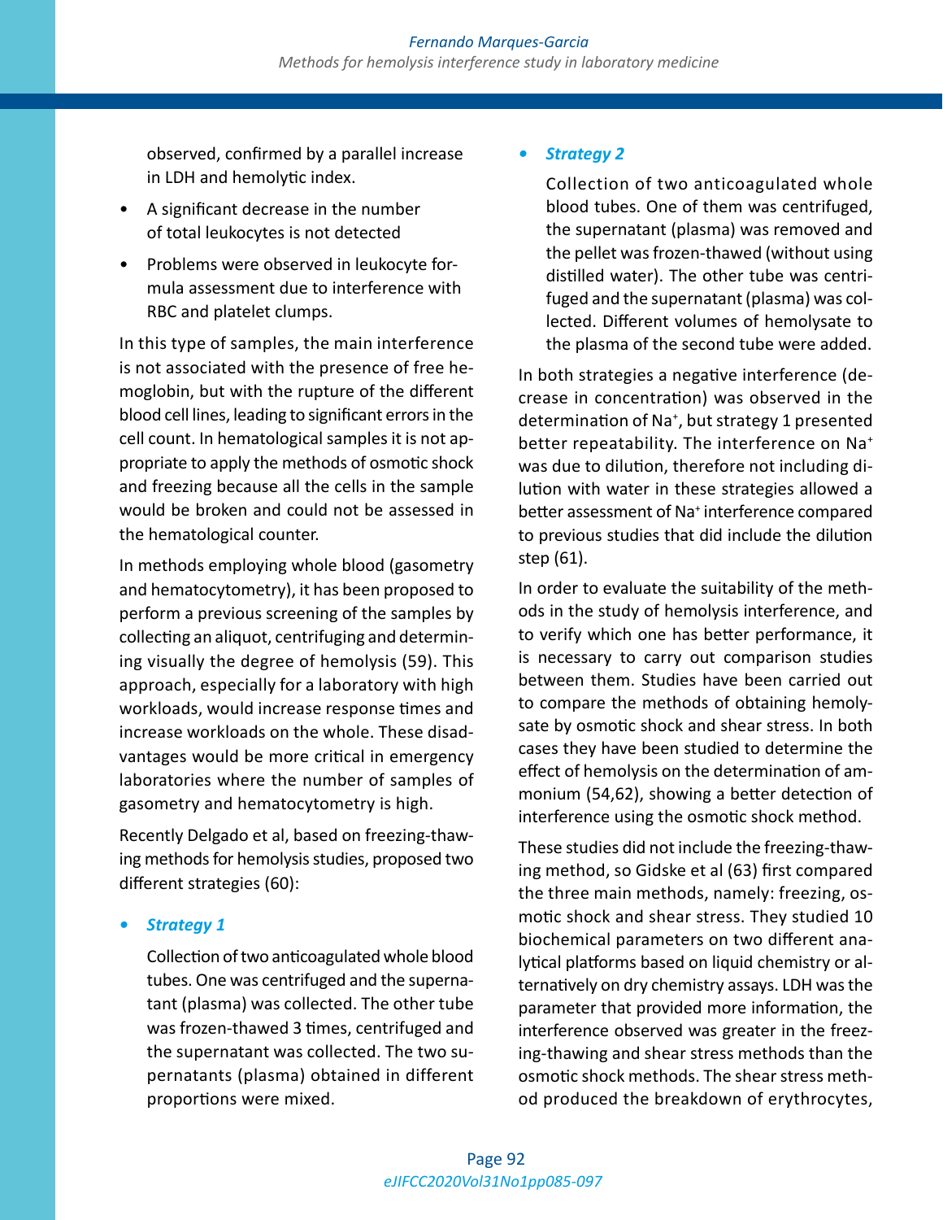observed, confirmed by a parallel increase in LDH and hemolytic index.

- A significant decrease in the number of total leukocytes is not detected
- Problems were observed in leukocyte formula assessment due to interference with RBC and platelet clumps.

In this type of samples, the main interference is not associated with the presence of free hemoglobin, but with the rupture of the different blood cell lines, leading to significant errors in the cell count. In hematological samples it is not appropriate to apply the methods of osmotic shock and freezing because all the cells in the sample would be broken and could not be assessed in the hematological counter.

In methods employing whole blood (gasometry and hematocytometry), it has been proposed to perform a previous screening of the samples by collecting an aliquot, centrifuging and determining visually the degree of hemolysis (59). This approach, especially for a laboratory with high workloads, would increase response times and increase workloads on the whole. These disadvantages would be more critical in emergency laboratories where the number of samples of gasometry and hematocytometry is high.

Recently Delgado et al, based on freezing-thawing methods for hemolysis studies, proposed two different strategies (60):

- ***Strategy 1***

  Collection of two anticoagulated whole blood tubes. One was centrifuged and the supernatant (plasma) was collected. The other tube was frozen-thawed 3 times, centrifuged and the supernatant was collected. The two supernatants (plasma) obtained in different proportions were mixed.

- ***Strategy 2***

  Collection of two anticoagulated whole blood tubes. One of them was centrifuged, the supernatant (plasma) was removed and the pellet was frozen-thawed (without using distilled water). The other tube was centrifuged and the supernatant (plasma) was collected. Different volumes of hemolysate to the plasma of the second tube were added.

In both strategies a negative interference (decrease in concentration) was observed in the determination of $Na^+$, but strategy 1 presented better repeatability. The interference on $Na^+$ was due to dilution, therefore not including dilution with water in these strategies allowed a better assessment of $Na^+$ interference compared to previous studies that did include the dilution step (61).

In order to evaluate the suitability of the methods in the study of hemolysis interference, and to verify which one has better performance, it is necessary to carry out comparison studies between them. Studies have been carried out to compare the methods of obtaining hemolysate by osmotic shock and shear stress. In both cases they have been studied to determine the effect of hemolysis on the determination of ammonium (54,62), showing a better detection of interference using the osmotic shock method.

These studies did not include the freezing-thawing method, so Gidske et al (63) first compared the three main methods, namely: freezing, osmotic shock and shear stress. They studied 10 biochemical parameters on two different analytical platforms based on liquid chemistry or alternatively on dry chemistry assays. LDH was the parameter that provided more information, the interference observed was greater in the freezing-thawing and shear stress methods than the osmotic shock methods. The shear stress method produced the breakdown of erythrocytes,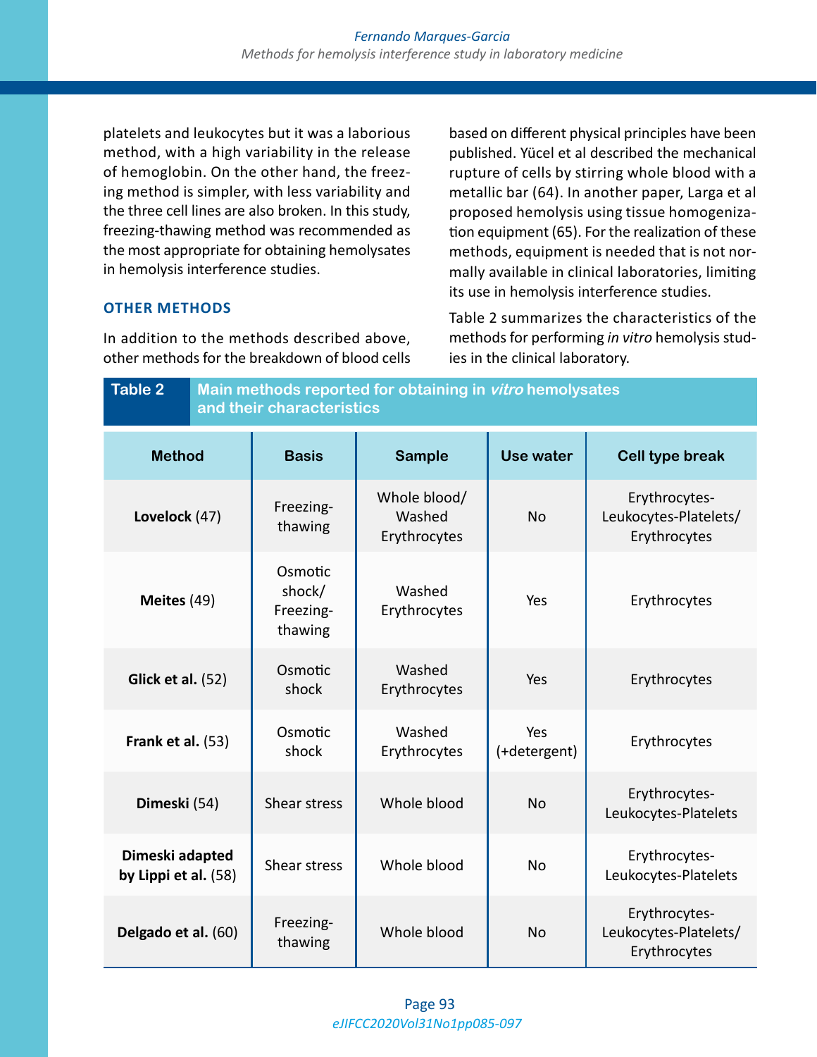platelets and leukocytes but it was a laborious method, with a high variability in the release of hemoglobin. On the other hand, the freezing method is simpler, with less variability and the three cell lines are also broken. In this study, freezing-thawing method was recommended as the most appropriate for obtaining hemolysates in hemolysis interference studies.

### OTHER METHODS

In addition to the methods described above, other methods for the breakdown of blood cells based on different physical principles have been published. Yücel et al described the mechanical rupture of cells by stirring whole blood with a metallic bar (64). In another paper, Larga et al proposed hemolysis using tissue homogenization equipment (65). For the realization of these methods, equipment is needed that is not normally available in clinical laboratories, limiting its use in hemolysis interference studies.

Table 2 summarizes the characteristics of the methods for performing *in vitro* hemolysis studies in the clinical laboratory.

**Table 2** Main methods reported for obtaining in *vitro* hemolysates and their characteristics

| Method | Basis | Sample | Use water | Cell type break |
|---|---|---|---|---|
| **Lovelock** (47) | Freezing-thawing | Whole blood/ Washed Erythrocytes | No | Erythrocytes-Leukocytes-Platelets/ Erythrocytes |
| **Meites** (49) | Osmotic shock/ Freezing-thawing | Washed Erythrocytes | Yes | Erythrocytes |
| **Glick et al.** (52) | Osmotic shock | Washed Erythrocytes | Yes | Erythrocytes |
| **Frank et al.** (53) | Osmotic shock | Washed Erythrocytes | Yes (+detergent) | Erythrocytes |
| **Dimeski** (54) | Shear stress | Whole blood | No | Erythrocytes-Leukocytes-Platelets |
| **Dimeski adapted by Lippi et al.** (58) | Shear stress | Whole blood | No | Erythrocytes-Leukocytes-Platelets |
| **Delgado et al.** (60) | Freezing-thawing | Whole blood | No | Erythrocytes-Leukocytes-Platelets/ Erythrocytes |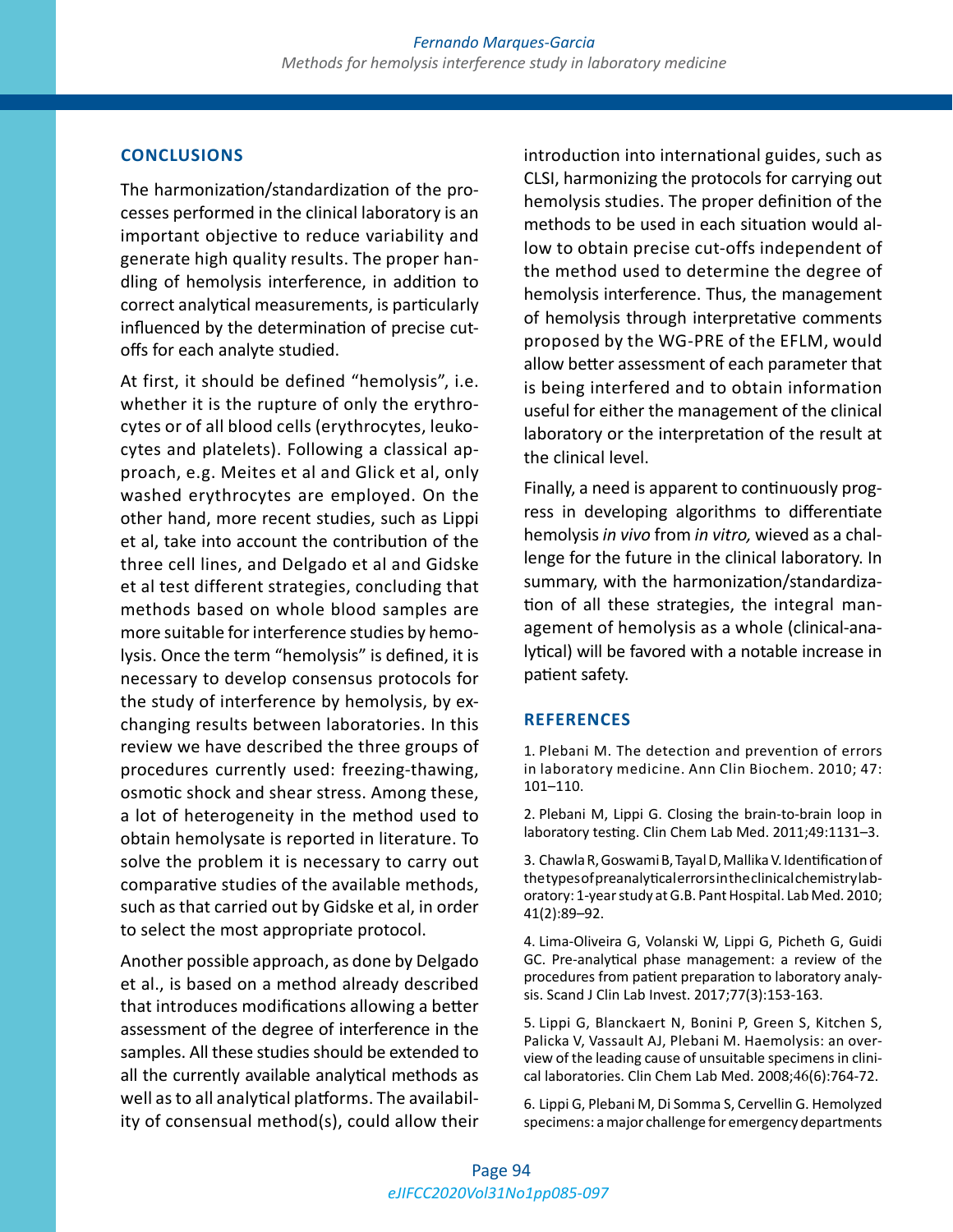## CONCLUSIONS

The harmonization/standardization of the processes performed in the clinical laboratory is an important objective to reduce variability and generate high quality results. The proper handling of hemolysis interference, in addition to correct analytical measurements, is particularly influenced by the determination of precise cut-offs for each analyte studied.

At first, it should be defined "hemolysis", i.e. whether it is the rupture of only the erythrocytes or of all blood cells (erythrocytes, leukocytes and platelets). Following a classical approach, e.g. Meites et al and Glick et al, only washed erythrocytes are employed. On the other hand, more recent studies, such as Lippi et al, take into account the contribution of the three cell lines, and Delgado et al and Gidske et al test different strategies, concluding that methods based on whole blood samples are more suitable for interference studies by hemolysis. Once the term "hemolysis" is defined, it is necessary to develop consensus protocols for the study of interference by hemolysis, by exchanging results between laboratories. In this review we have described the three groups of procedures currently used: freezing-thawing, osmotic shock and shear stress. Among these, a lot of heterogeneity in the method used to obtain hemolysate is reported in literature. To solve the problem it is necessary to carry out comparative studies of the available methods, such as that carried out by Gidske et al, in order to select the most appropriate protocol.

Another possible approach, as done by Delgado et al., is based on a method already described that introduces modifications allowing a better assessment of the degree of interference in the samples. All these studies should be extended to all the currently available analytical methods as well as to all analytical platforms. The availability of consensual method(s), could allow their introduction into international guides, such as CLSI, harmonizing the protocols for carrying out hemolysis studies. The proper definition of the methods to be used in each situation would allow to obtain precise cut-offs independent of the method used to determine the degree of hemolysis interference. Thus, the management of hemolysis through interpretative comments proposed by the WG-PRE of the EFLM, would allow better assessment of each parameter that is being interfered and to obtain information useful for either the management of the clinical laboratory or the interpretation of the result at the clinical level.

Finally, a need is apparent to continuously progress in developing algorithms to differentiate hemolysis *in vivo* from *in vitro,* wieved as a challenge for the future in the clinical laboratory. In summary, with the harmonization/standardization of all these strategies, the integral management of hemolysis as a whole (clinical-analytical) will be favored with a notable increase in patient safety.

## REFERENCES

1. Plebani M. The detection and prevention of errors in laboratory medicine. Ann Clin Biochem. 2010; 47: 101–110.

2. Plebani M, Lippi G. Closing the brain-to-brain loop in laboratory testing. Clin Chem Lab Med. 2011;49:1131–3.

3. Chawla R, Goswami B, Tayal D, Mallika V. Identification of the types of preanalytical errors in the clinical chemistry laboratory: 1-year study at G.B. Pant Hospital. Lab Med. 2010; 41(2):89–92.

4. Lima-Oliveira G, Volanski W, Lippi G, Picheth G, Guidi GC. Pre-analytical phase management: a review of the procedures from patient preparation to laboratory analysis. Scand J Clin Lab Invest. 2017;77(3):153-163.

5. Lippi G, Blanckaert N, Bonini P, Green S, Kitchen S, Palicka V, Vassault AJ, Plebani M. Haemolysis: an overview of the leading cause of unsuitable specimens in clinical laboratories. Clin Chem Lab Med. 2008;46(6):764-72.

6. Lippi G, Plebani M, Di Somma S, Cervellin G. Hemolyzed specimens: a major challenge for emergency departments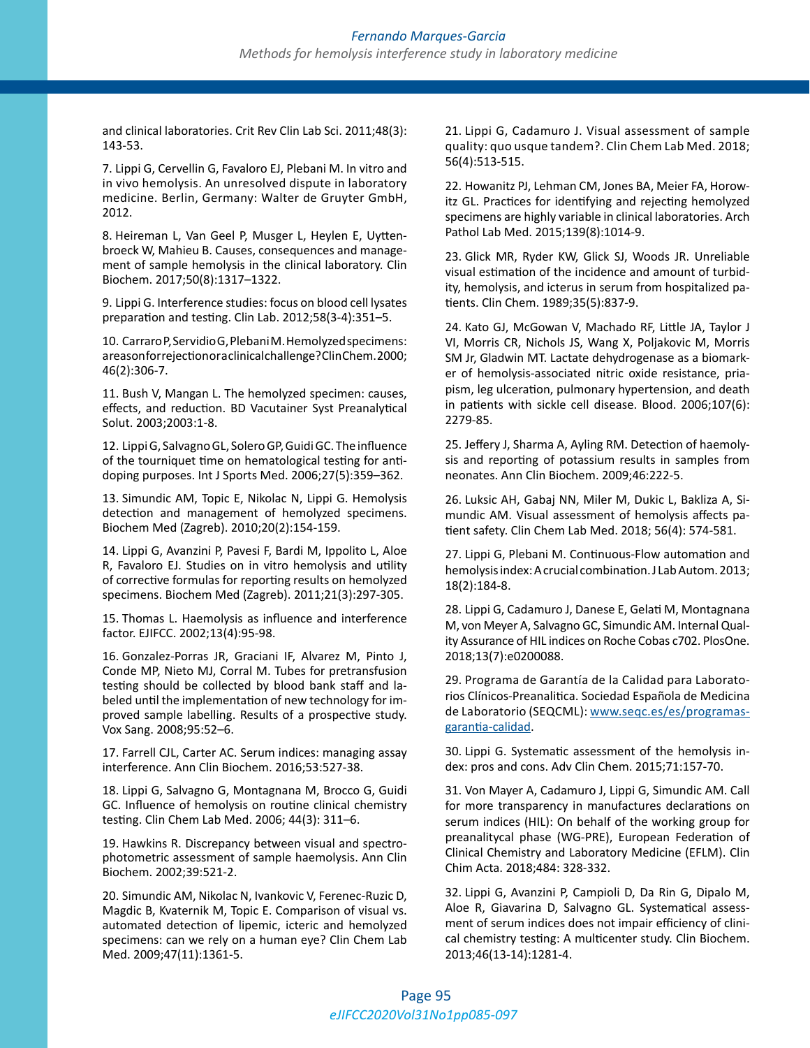and clinical laboratories. Crit Rev Clin Lab Sci. 2011;48(3): 143-53.

7. Lippi G, Cervellin G, Favaloro EJ, Plebani M. In vitro and in vivo hemolysis. An unresolved dispute in laboratory medicine. Berlin, Germany: Walter de Gruyter GmbH, 2012.

8. Heireman L, Van Geel P, Musger L, Heylen E, Uyttenbroeck W, Mahieu B. Causes, consequences and management of sample hemolysis in the clinical laboratory. Clin Biochem. 2017;50(8):1317–1322.

9. Lippi G. Interference studies: focus on blood cell lysates preparation and testing. Clin Lab. 2012;58(3-4):351–5.

10. Carraro P, Servidio G, Plebani M. Hemolyzed specimens: a reason for rejection or a clinical challenge? Clin Chem. 2000; 46(2):306-7.

11. Bush V, Mangan L. The hemolyzed specimen: causes, effects, and reduction. BD Vacutainer Syst Preanalytical Solut. 2003;2003:1-8.

12. Lippi G, Salvagno GL, Solero GP, Guidi GC. The influence of the tourniquet time on hematological testing for antidoping purposes. Int J Sports Med. 2006;27(5):359–362.

13. Simundic AM, Topic E, Nikolac N, Lippi G. Hemolysis detection and management of hemolyzed specimens. Biochem Med (Zagreb). 2010;20(2):154-159.

14. Lippi G, Avanzini P, Pavesi F, Bardi M, Ippolito L, Aloe R, Favaloro EJ. Studies on in vitro hemolysis and utility of corrective formulas for reporting results on hemolyzed specimens. Biochem Med (Zagreb). 2011;21(3):297-305.

15. Thomas L. Haemolysis as influence and interference factor. EJIFCC. 2002;13(4):95-98.

16. Gonzalez-Porras JR, Graciani IF, Alvarez M, Pinto J, Conde MP, Nieto MJ, Corral M. Tubes for pretransfusion testing should be collected by blood bank staff and labeled until the implementation of new technology for improved sample labelling. Results of a prospective study. Vox Sang. 2008;95:52–6.

17. Farrell CJL, Carter AC. Serum indices: managing assay interference. Ann Clin Biochem. 2016;53:527-38.

18. Lippi G, Salvagno G, Montagnana M, Brocco G, Guidi GC. Influence of hemolysis on routine clinical chemistry testing. Clin Chem Lab Med. 2006; 44(3): 311–6.

19. Hawkins R. Discrepancy between visual and spectrophotometric assessment of sample haemolysis. Ann Clin Biochem. 2002;39:521-2.

20. Simundic AM, Nikolac N, Ivankovic V, Ferenec-Ruzic D, Magdic B, Kvaternik M, Topic E. Comparison of visual vs. automated detection of lipemic, icteric and hemolyzed specimens: can we rely on a human eye? Clin Chem Lab Med. 2009;47(11):1361-5.

21. Lippi G, Cadamuro J. Visual assessment of sample quality: quo usque tandem?. Clin Chem Lab Med. 2018; 56(4):513-515.

22. Howanitz PJ, Lehman CM, Jones BA, Meier FA, Horowitz GL. Practices for identifying and rejecting hemolyzed specimens are highly variable in clinical laboratories. Arch Pathol Lab Med. 2015;139(8):1014-9.

23. Glick MR, Ryder KW, Glick SJ, Woods JR. Unreliable visual estimation of the incidence and amount of turbidity, hemolysis, and icterus in serum from hospitalized patients. Clin Chem. 1989;35(5):837-9.

24. Kato GJ, McGowan V, Machado RF, Little JA, Taylor J VI, Morris CR, Nichols JS, Wang X, Poljakovic M, Morris SM Jr, Gladwin MT. Lactate dehydrogenase as a biomarker of hemolysis-associated nitric oxide resistance, priapism, leg ulceration, pulmonary hypertension, and death in patients with sickle cell disease. Blood. 2006;107(6): 2279-85.

25. Jeffery J, Sharma A, Ayling RM. Detection of haemolysis and reporting of potassium results in samples from neonates. Ann Clin Biochem. 2009;46:222-5.

26. Luksic AH, Gabaj NN, Miler M, Dukic L, Bakliza A, Simundic AM. Visual assessment of hemolysis affects patient safety. Clin Chem Lab Med. 2018; 56(4): 574-581.

27. Lippi G, Plebani M. Continuous-Flow automation and hemolysis index: A crucial combination. J Lab Autom. 2013; 18(2):184-8.

28. Lippi G, Cadamuro J, Danese E, Gelati M, Montagnana M, von Meyer A, Salvagno GC, Simundic AM. Internal Quality Assurance of HIL indices on Roche Cobas c702. PlosOne. 2018;13(7):e0200088.

29. Programa de Garantía de la Calidad para Laboratorios Clínicos-Preanalitica. Sociedad Española de Medicina de Laboratorio (SEQCML): [www.seqc.es/es/programas-garantia-calidad](www.seqc.es/es/programas-garantia-calidad).

30. Lippi G. Systematic assessment of the hemolysis index: pros and cons. Adv Clin Chem. 2015;71:157-70.

31. Von Mayer A, Cadamuro J, Lippi G, Simundic AM. Call for more transparency in manufactures declarations on serum indices (HIL): On behalf of the working group for preanalitycal phase (WG-PRE), European Federation of Clinical Chemistry and Laboratory Medicine (EFLM). Clin Chim Acta. 2018;484: 328-332.

32. Lippi G, Avanzini P, Campioli D, Da Rin G, Dipalo M, Aloe R, Giavarina D, Salvagno GL. Systematical assessment of serum indices does not impair efficiency of clinical chemistry testing: A multicenter study. Clin Biochem. 2013;46(13-14):1281-4.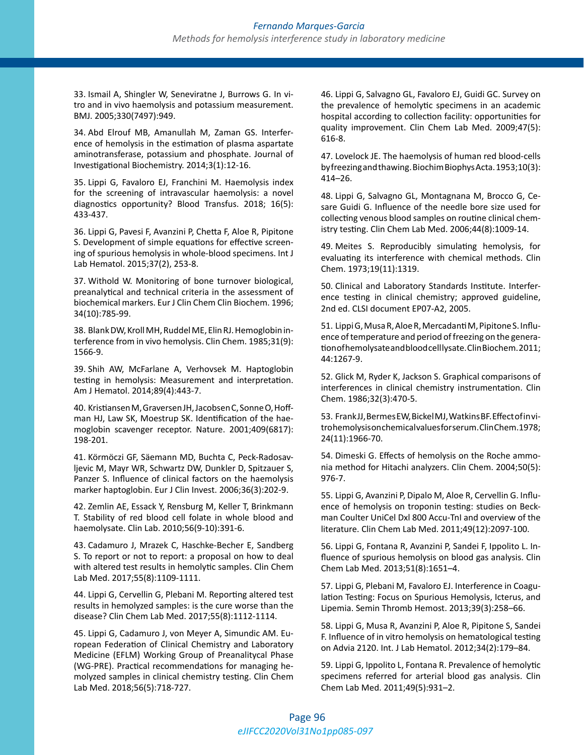33. Ismail A, Shingler W, Seneviratne J, Burrows G. In vitro and in vivo haemolysis and potassium measurement. BMJ. 2005;330(7497):949.

34. Abd Elrouf MB, Amanullah M, Zaman GS. Interference of hemolysis in the estimation of plasma aspartate aminotransferase, potassium and phosphate. Journal of Investigational Biochemistry. 2014;3(1):12-16.

35. Lippi G, Favaloro EJ, Franchini M. Haemolysis index for the screening of intravascular haemolysis: a novel diagnostics opportunity? Blood Transfus. 2018; 16(5): 433-437.

36. Lippi G, Pavesi F, Avanzini P, Chetta F, Aloe R, Pipitone S. Development of simple equations for effective screening of spurious hemolysis in whole-blood specimens. Int J Lab Hematol. 2015;37(2), 253-8.

37. Withold W. Monitoring of bone turnover biological, preanalytical and technical criteria in the assessment of biochemical markers. Eur J Clin Chem Clin Biochem. 1996; 34(10):785-99.

38. Blank DW, Kroll MH, Ruddel ME, Elin RJ. Hemoglobin interference from in vivo hemolysis. Clin Chem. 1985;31(9): 1566-9.

39. Shih AW, McFarlane A, Verhovsek M. Haptoglobin testing in hemolysis: Measurement and interpretation. Am J Hematol. 2014;89(4):443-7.

40. Kristiansen M, Graversen JH, Jacobsen C, Sonne O, Hoffman HJ, Law SK, Moestrup SK. Identification of the haemoglobin scavenger receptor. Nature. 2001;409(6817): 198-201.

41. Körmöczi GF, Säemann MD, Buchta C, Peck-Radosavljevic M, Mayr WR, Schwartz DW, Dunkler D, Spitzauer S, Panzer S. Influence of clinical factors on the haemolysis marker haptoglobin. Eur J Clin Invest. 2006;36(3):202-9.

42. Zemlin AE, Essack Y, Rensburg M, Keller T, Brinkmann T. Stability of red blood cell folate in whole blood and haemolysate. Clin Lab. 2010;56(9-10):391-6.

43. Cadamuro J, Mrazek C, Haschke-Becher E, Sandberg S. To report or not to report: a proposal on how to deal with altered test results in hemolytic samples. Clin Chem Lab Med. 2017;55(8):1109-1111.

44. Lippi G, Cervellin G, Plebani M. Reporting altered test results in hemolyzed samples: is the cure worse than the disease? Clin Chem Lab Med. 2017;55(8):1112-1114.

45. Lippi G, Cadamuro J, von Meyer A, Simundic AM. European Federation of Clinical Chemistry and Laboratory Medicine (EFLM) Working Group of Preanalitycal Phase (WG-PRE). Practical recommendations for managing hemolyzed samples in clinical chemistry testing. Clin Chem Lab Med. 2018;56(5):718-727.

46. Lippi G, Salvagno GL, Favaloro EJ, Guidi GC. Survey on the prevalence of hemolytic specimens in an academic hospital according to collection facility: opportunities for quality improvement. Clin Chem Lab Med. 2009;47(5): 616-8.

47. Lovelock JE. The haemolysis of human red blood-cells by freezing and thawing. Biochim Biophys Acta. 1953;10(3): 414–26.

48. Lippi G, Salvagno GL, Montagnana M, Brocco G, Cesare Guidi G. Influence of the needle bore size used for collecting venous blood samples on routine clinical chemistry testing. Clin Chem Lab Med. 2006;44(8):1009-14.

49. Meites S. Reproducibly simulating hemolysis, for evaluating its interference with chemical methods. Clin Chem. 1973;19(11):1319.

50. Clinical and Laboratory Standards Institute. Interference testing in clinical chemistry; approved guideline, 2nd ed. CLSI document EP07-A2, 2005.

51. Lippi G, Musa R, Aloe R, Mercadanti M, Pipitone S. Influence of temperature and period of freezing on the generation of hemolysate and blood cell lysate. Clin Biochem. 2011; 44:1267-9.

52. Glick M, Ryder K, Jackson S. Graphical comparisons of interferences in clinical chemistry instrumentation. Clin Chem. 1986;32(3):470-5.

53. Frank JJ, Bermes EW, Bickel MJ, Watkins BF. Effect of in vitro hemolysis on chemical values for serum. Clin Chem. 1978; 24(11):1966-70.

54. Dimeski G. Effects of hemolysis on the Roche ammonia method for Hitachi analyzers. Clin Chem. 2004;50(5): 976-7.

55. Lippi G, Avanzini P, Dipalo M, Aloe R, Cervellin G. Influence of hemolysis on troponin testing: studies on Beckman Coulter UniCel DxI 800 Accu-TnI and overview of the literature. Clin Chem Lab Med. 2011;49(12):2097-100.

56. Lippi G, Fontana R, Avanzini P, Sandei F, Ippolito L. Influence of spurious hemolysis on blood gas analysis. Clin Chem Lab Med. 2013;51(8):1651–4.

57. Lippi G, Plebani M, Favaloro EJ. Interference in Coagulation Testing: Focus on Spurious Hemolysis, Icterus, and Lipemia. Semin Thromb Hemost. 2013;39(3):258–66.

58. Lippi G, Musa R, Avanzini P, Aloe R, Pipitone S, Sandei F. Influence of in vitro hemolysis on hematological testing on Advia 2120. Int. J Lab Hematol. 2012;34(2):179–84.

59. Lippi G, Ippolito L, Fontana R. Prevalence of hemolytic specimens referred for arterial blood gas analysis. Clin Chem Lab Med. 2011;49(5):931–2.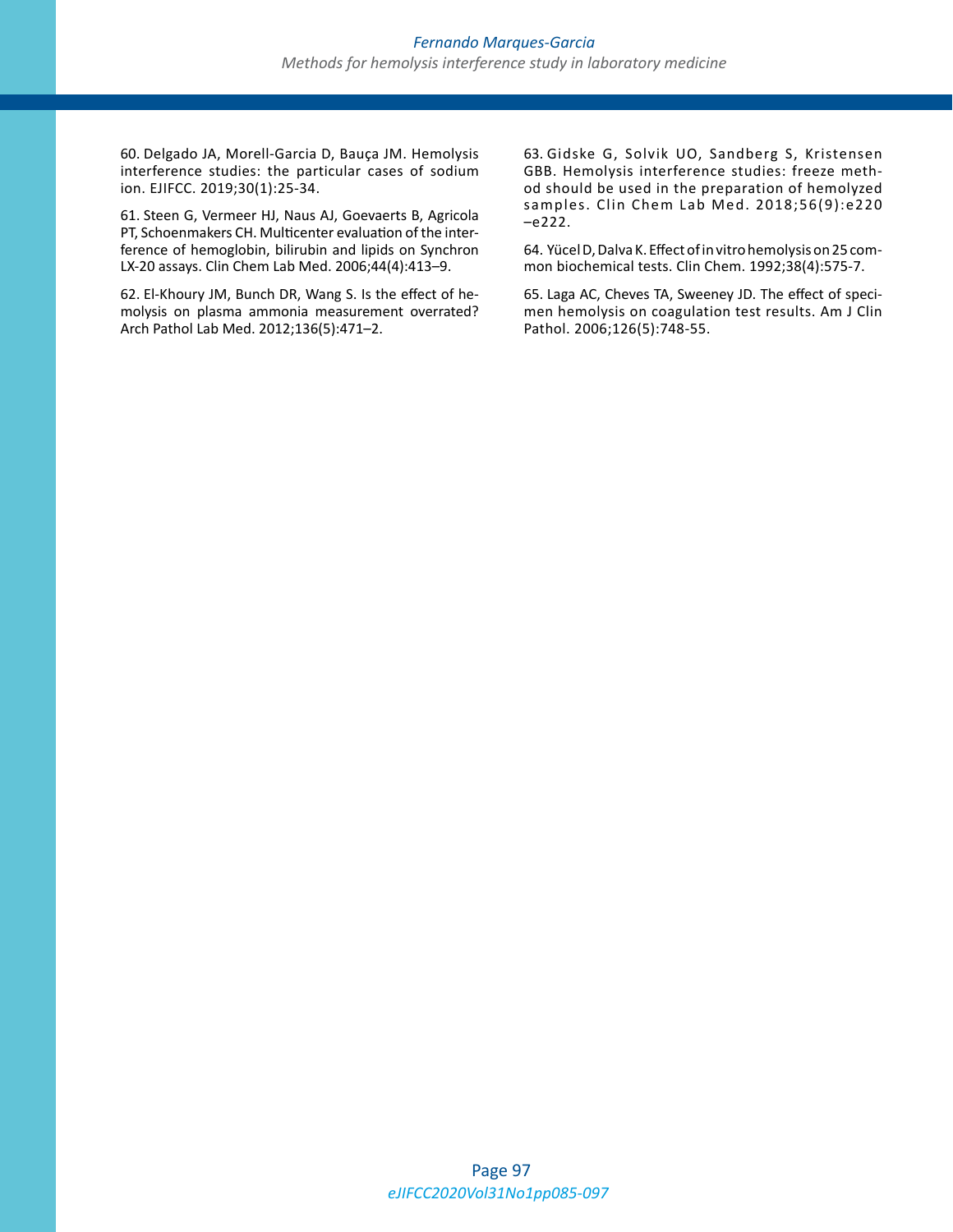60. Delgado JA, Morell-Garcia D, Bauça JM. Hemolysis interference studies: the particular cases of sodium ion. EJIFCC. 2019;30(1):25-34.

61. Steen G, Vermeer HJ, Naus AJ, Goevaerts B, Agricola PT, Schoenmakers CH. Multicenter evaluation of the interference of hemoglobin, bilirubin and lipids on Synchron LX-20 assays. Clin Chem Lab Med. 2006;44(4):413–9.

62. El-Khoury JM, Bunch DR, Wang S. Is the effect of hemolysis on plasma ammonia measurement overrated? Arch Pathol Lab Med. 2012;136(5):471–2.

63. Gidske G, Solvik UO, Sandberg S, Kristensen GBB. Hemolysis interference studies: freeze method should be used in the preparation of hemolyzed samples. Clin Chem Lab Med. 2018;56(9):e220–e222.

64. Yücel D, Dalva K. Effect of in vitro hemolysis on 25 common biochemical tests. Clin Chem. 1992;38(4):575-7.

65. Laga AC, Cheves TA, Sweeney JD. The effect of specimen hemolysis on coagulation test results. Am J Clin Pathol. 2006;126(5):748-55.